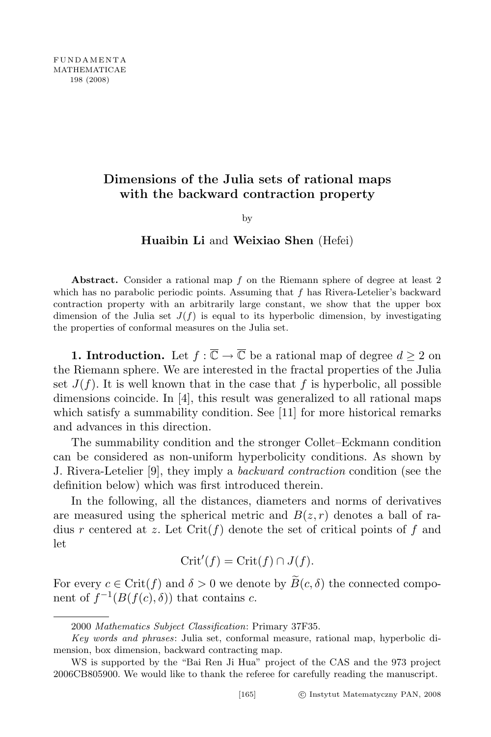# Dimensions of the Julia sets of rational maps with the backward contraction property

by

**Huaibin Li** and **Weixiao Shen** (Hefei)

**Abstract.** Consider a rational map $f$ on the Riemann sphere of degree at least 2 which has no parabolic periodic points. Assuming that $f$ has Rivera-Letelier's backward contraction property with an arbitrarily large constant, we show that the upper box dimension of the Julia set $J(f)$ is equal to its hyperbolic dimension, by investigating the properties of conformal measures on the Julia set.

**1. Introduction.** Let $f : \overline{\mathbb{C}} \to \overline{\mathbb{C}}$ be a rational map of degree $d \geq 2$ on the Riemann sphere. We are interested in the fractal properties of the Julia set $J(f)$. It is well known that in the case that $f$ is hyperbolic, all possible dimensions coincide. In [4], this result was generalized to all rational maps which satisfy a summability condition. See [11] for more historical remarks and advances in this direction.

The summability condition and the stronger Collet–Eckmann condition can be considered as non-uniform hyperbolicity conditions. As shown by J. Rivera-Letelier [9], they imply a *backward contraction* condition (see the definition below) which was first introduced therein.

In the following, all the distances, diameters and norms of derivatives are measured using the spherical metric and $B(z, r)$ denotes a ball of radius $r$ centered at $z$. Let $\mathrm{Crit}(f)$ denote the set of critical points of $f$ and let

$$\mathrm{Crit}'(f) = \mathrm{Crit}(f) \cap J(f).$$

For every $c \in \mathrm{Crit}(f)$ and $\delta > 0$ we denote by $\widetilde{B}(c, \delta)$ the connected component of $f^{-1}(B(f(c), \delta))$ that contains $c$.

---

2000 *Mathematics Subject Classification*: Primary 37F35.

*Key words and phrases*: Julia set, conformal measure, rational map, hyperbolic dimension, box dimension, backward contracting map.

WS is supported by the "Bai Ren Ji Hua" project of the CAS and the 973 project 2006CB805900. We would like to thank the referee for carefully reading the manuscript.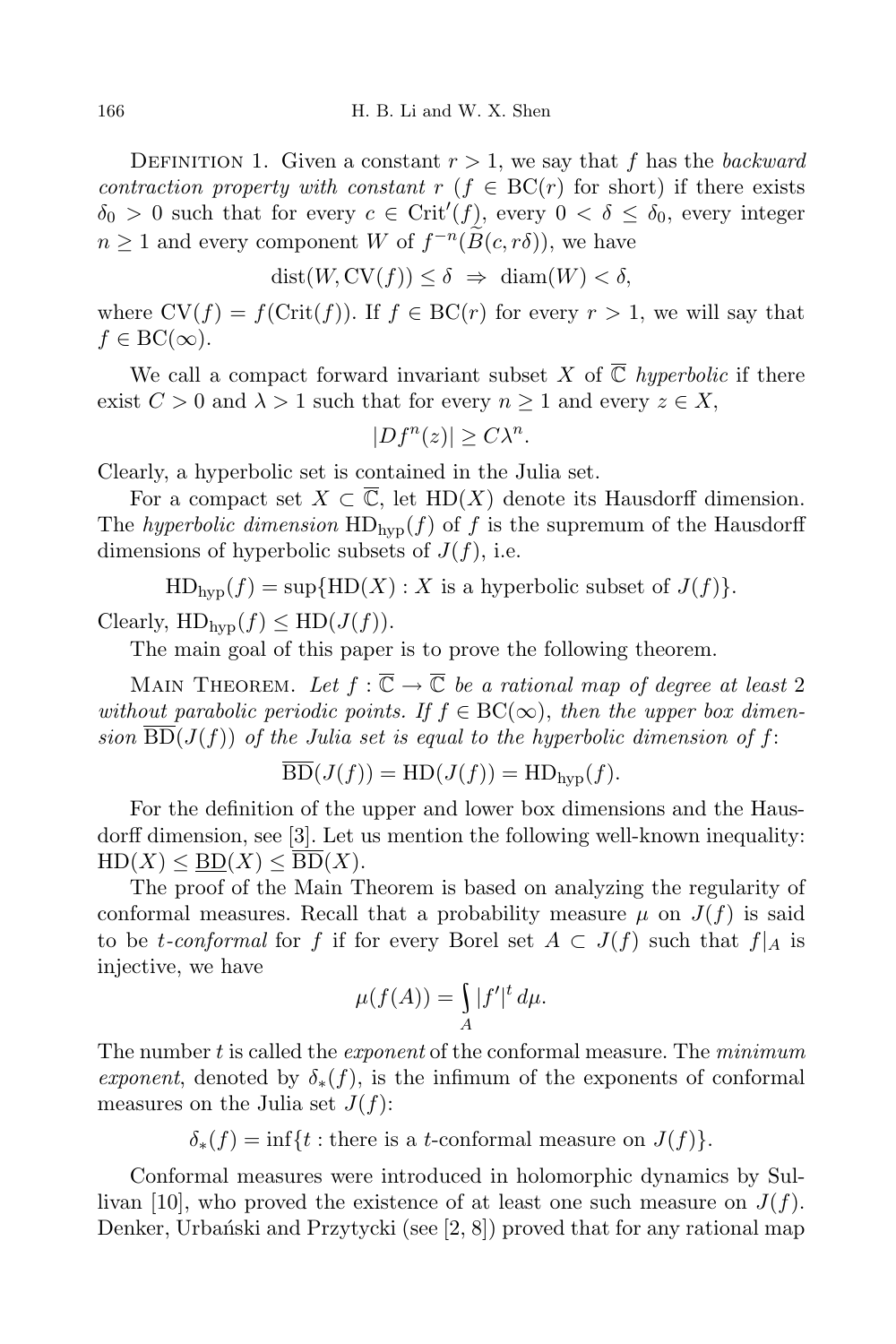DEFINITION 1. Given a constant $r > 1$, we say that $f$ has the *backward contraction property with constant* $r$ ($f \in \mathrm{BC}(r)$ for short) if there exists $\delta_0 > 0$ such that for every $c \in \mathrm{Crit}'(f)$, every $0 < \delta \leq \delta_0$, every integer $n \geq 1$ and every component $W$ of $f^{-n}(\widetilde{B}(c, r\delta))$, we have

$$\mathrm{dist}(W, \mathrm{CV}(f)) \leq \delta \;\Rightarrow\; \mathrm{diam}(W) < \delta,$$

where $\mathrm{CV}(f) = f(\mathrm{Crit}(f))$. If $f \in \mathrm{BC}(r)$ for every $r > 1$, we will say that $f \in \mathrm{BC}(\infty)$.

We call a compact forward invariant subset $X$ of $\overline{\mathbb{C}}$ *hyperbolic* if there exist $C > 0$ and $\lambda > 1$ such that for every $n \geq 1$ and every $z \in X$,

$$|Df^n(z)| \geq C\lambda^n.$$

Clearly, a hyperbolic set is contained in the Julia set.

For a compact set $X \subset \overline{\mathbb{C}}$, let $\mathrm{HD}(X)$ denote its Hausdorff dimension. The *hyperbolic dimension* $\mathrm{HD}_{\mathrm{hyp}}(f)$ of $f$ is the supremum of the Hausdorff dimensions of hyperbolic subsets of $J(f)$, i.e.

$$\mathrm{HD}_{\mathrm{hyp}}(f) = \sup\{\mathrm{HD}(X) : X \text{ is a hyperbolic subset of } J(f)\}.$$

Clearly, $\mathrm{HD}_{\mathrm{hyp}}(f) \leq \mathrm{HD}(J(f))$.

The main goal of this paper is to prove the following theorem.

MAIN THEOREM. *Let $f : \overline{\mathbb{C}} \to \overline{\mathbb{C}}$ be a rational map of degree at least 2 without parabolic periodic points. If $f \in \mathrm{BC}(\infty)$, then the upper box dimension $\overline{\mathrm{BD}}(J(f))$ of the Julia set is equal to the hyperbolic dimension of $f$:*

$$\overline{\mathrm{BD}}(J(f)) = \mathrm{HD}(J(f)) = \mathrm{HD}_{\mathrm{hyp}}(f).$$

For the definition of the upper and lower box dimensions and the Hausdorff dimension, see [3]. Let us mention the following well-known inequality: $\mathrm{HD}(X) \leq \underline{\mathrm{BD}}(X) \leq \overline{\mathrm{BD}}(X)$.

The proof of the Main Theorem is based on analyzing the regularity of conformal measures. Recall that a probability measure $\mu$ on $J(f)$ is said to be *$t$-conformal* for $f$ if for every Borel set $A \subset J(f)$ such that $f|_A$ is injective, we have

$$\mu(f(A)) = \int_A |f'|^t \, d\mu.$$

The number $t$ is called the *exponent* of the conformal measure. The *minimum exponent*, denoted by $\delta_*(f)$, is the infimum of the exponents of conformal measures on the Julia set $J(f)$:

$$\delta_*(f) = \inf\{t : \text{there is a } t\text{-conformal measure on } J(f)\}.$$

Conformal measures were introduced in holomorphic dynamics by Sullivan [10], who proved the existence of at least one such measure on $J(f)$. Denker, Urbański and Przytycki (see [2, 8]) proved that for any rational map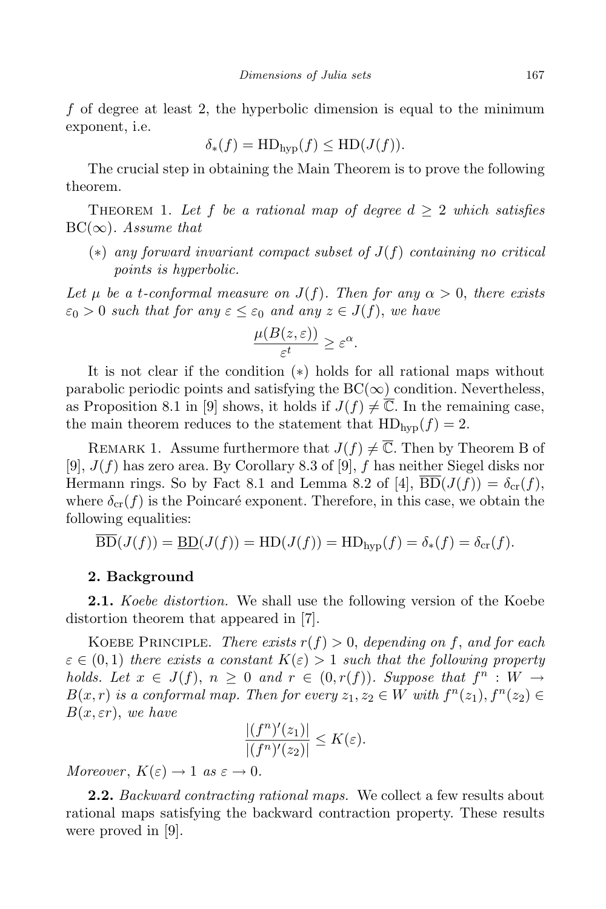$f$ of degree at least 2, the hyperbolic dimension is equal to the minimum exponent, i.e.

$$\delta_*(f) = \mathrm{HD}_{\mathrm{hyp}}(f) \leq \mathrm{HD}(J(f)).$$

The crucial step in obtaining the Main Theorem is to prove the following theorem.

Theorem 1. *Let $f$ be a rational map of degree $d \geq 2$ which satisfies* $\mathrm{BC}(\infty)$. *Assume that*

($*$) *any forward invariant compact subset of $J(f)$ containing no critical points is hyperbolic.*

*Let $\mu$ be a $t$-conformal measure on $J(f)$. Then for any $\alpha > 0$, there exists $\varepsilon_0 > 0$ such that for any $\varepsilon \leq \varepsilon_0$ and any $z \in J(f)$, we have*

$$\frac{\mu(B(z,\varepsilon))}{\varepsilon^t} \geq \varepsilon^\alpha.$$

It is not clear if the condition ($*$) holds for all rational maps without parabolic periodic points and satisfying the $\mathrm{BC}(\infty)$ condition. Nevertheless, as Proposition 8.1 in [9] shows, it holds if $J(f) \neq \overline{\mathbb{C}}$. In the remaining case, the main theorem reduces to the statement that $\mathrm{HD}_{\mathrm{hyp}}(f) = 2$.

Remark 1. Assume furthermore that $J(f) \neq \overline{\mathbb{C}}$. Then by Theorem B of [9], $J(f)$ has zero area. By Corollary 8.3 of [9], $f$ has neither Siegel disks nor Hermann rings. So by Fact 8.1 and Lemma 8.2 of [4], $\overline{\mathrm{BD}}(J(f)) = \delta_{\mathrm{cr}}(f)$, where $\delta_{\mathrm{cr}}(f)$ is the Poincaré exponent. Therefore, in this case, we obtain the following equalities:

$$\overline{\mathrm{BD}}(J(f)) = \underline{\mathrm{BD}}(J(f)) = \mathrm{HD}(J(f)) = \mathrm{HD}_{\mathrm{hyp}}(f) = \delta_*(f) = \delta_{\mathrm{cr}}(f).$$

## 2. Background

**2.1.** *Koebe distortion.* We shall use the following version of the Koebe distortion theorem that appeared in [7].

Koebe Principle. *There exists $r(f) > 0$, depending on $f$, and for each $\varepsilon \in (0,1)$ there exists a constant $K(\varepsilon) > 1$ such that the following property holds. Let $x \in J(f)$, $n \geq 0$ and $r \in (0, r(f))$. Suppose that $f^n : W \to B(x,r)$ is a conformal map. Then for every $z_1, z_2 \in W$ with $f^n(z_1), f^n(z_2) \in B(x, \varepsilon r)$, we have*

$$\frac{|(f^n)'(z_1)|}{|(f^n)'(z_2)|} \leq K(\varepsilon).$$

*Moreover*, $K(\varepsilon) \to 1$ *as* $\varepsilon \to 0$.

**2.2.** *Backward contracting rational maps.* We collect a few results about rational maps satisfying the backward contraction property. These results were proved in [9].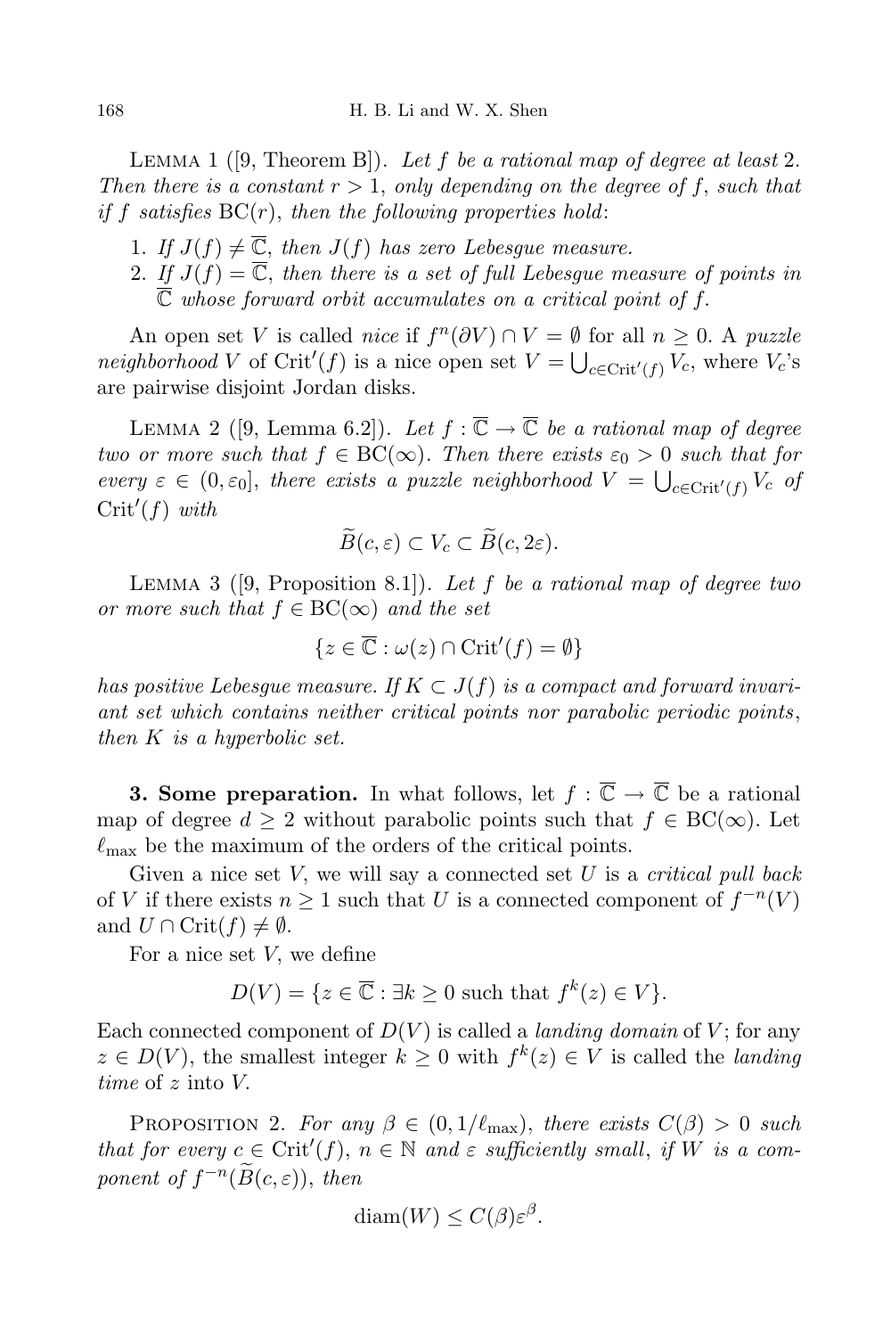Lemma 1 ([9, Theorem B]). *Let $f$ be a rational map of degree at least 2. Then there is a constant $r > 1$, only depending on the degree of $f$, such that if $f$ satisfies* $\mathrm{BC}(r)$, *then the following properties hold*:

1. *If $J(f) \neq \overline{\mathbb{C}}$, then $J(f)$ has zero Lebesgue measure.*
2. *If $J(f) = \overline{\mathbb{C}}$, then there is a set of full Lebesgue measure of points in $\overline{\mathbb{C}}$ whose forward orbit accumulates on a critical point of $f$.*

An open set $V$ is called *nice* if $f^n(\partial V) \cap V = \emptyset$ for all $n \geq 0$. A *puzzle neighborhood* $V$ of $\mathrm{Crit}'(f)$ is a nice open set $V = \bigcup_{c \in \mathrm{Crit}'(f)} V_c$, where $V_c$'s are pairwise disjoint Jordan disks.

Lemma 2 ([9, Lemma 6.2]). *Let $f : \overline{\mathbb{C}} \to \overline{\mathbb{C}}$ be a rational map of degree two or more such that $f \in \mathrm{BC}(\infty)$. Then there exists $\varepsilon_0 > 0$ such that for every $\varepsilon \in (0, \varepsilon_0]$, there exists a puzzle neighborhood $V = \bigcup_{c \in \mathrm{Crit}'(f)} V_c$ of $\mathrm{Crit}'(f)$ with*

$$\widetilde{B}(c, \varepsilon) \subset V_c \subset \widetilde{B}(c, 2\varepsilon).$$

Lemma 3 ([9, Proposition 8.1]). *Let $f$ be a rational map of degree two or more such that $f \in \mathrm{BC}(\infty)$ and the set*

$$\{z \in \overline{\mathbb{C}} : \omega(z) \cap \mathrm{Crit}'(f) = \emptyset\}$$

*has positive Lebesgue measure. If $K \subset J(f)$ is a compact and forward invariant set which contains neither critical points nor parabolic periodic points, then $K$ is a hyperbolic set.*

**3. Some preparation.** In what follows, let $f : \overline{\mathbb{C}} \to \overline{\mathbb{C}}$ be a rational map of degree $d \geq 2$ without parabolic points such that $f \in \mathrm{BC}(\infty)$. Let $\ell_{\max}$ be the maximum of the orders of the critical points.

Given a nice set $V$, we will say a connected set $U$ is a *critical pull back* of $V$ if there exists $n \geq 1$ such that $U$ is a connected component of $f^{-n}(V)$ and $U \cap \mathrm{Crit}(f) \neq \emptyset$.

For a nice set $V$, we define

$$D(V) = \{z \in \overline{\mathbb{C}} : \exists k \geq 0 \text{ such that } f^k(z) \in V\}.$$

Each connected component of $D(V)$ is called a *landing domain* of $V$; for any $z \in D(V)$, the smallest integer $k \geq 0$ with $f^k(z) \in V$ is called the *landing time* of $z$ into $V$.

Proposition 2. *For any $\beta \in (0, 1/\ell_{\max})$, there exists $C(\beta) > 0$ such that for every $c \in \mathrm{Crit}'(f)$, $n \in \mathbb{N}$ and $\varepsilon$ sufficiently small, if $W$ is a component of $f^{-n}(\widetilde{B}(c, \varepsilon))$, then*

$$\mathrm{diam}(W) \leq C(\beta)\varepsilon^{\beta}.$$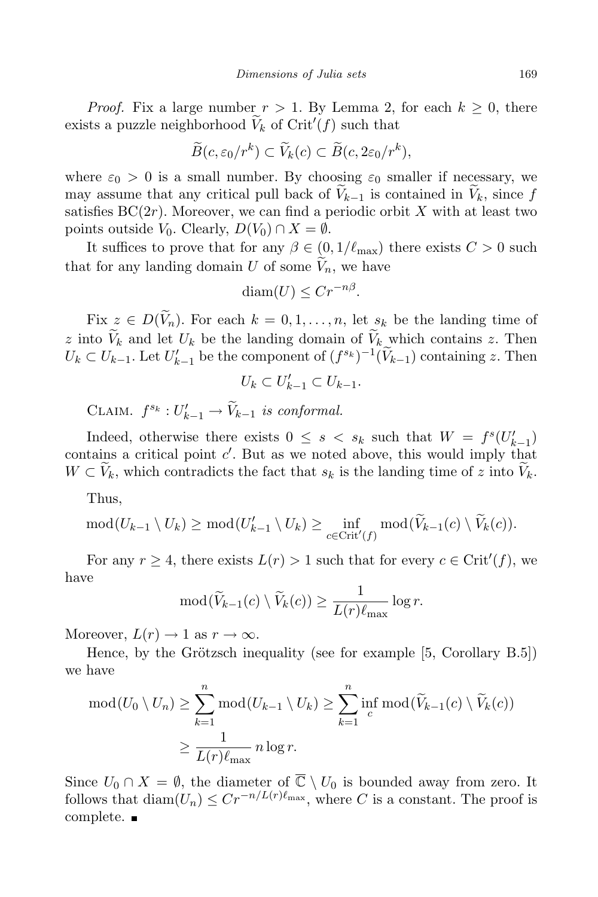*Proof.* Fix a large number $r > 1$. By Lemma 2, for each $k \geq 0$, there exists a puzzle neighborhood $\widetilde{V}_k$ of $\mathrm{Crit}'(f)$ such that

$$\widetilde{B}(c, \varepsilon_0/r^k) \subset \widetilde{V}_k(c) \subset \widetilde{B}(c, 2\varepsilon_0/r^k),$$

where $\varepsilon_0 > 0$ is a small number. By choosing $\varepsilon_0$ smaller if necessary, we may assume that any critical pull back of $\widetilde{V}_{k-1}$ is contained in $\widetilde{V}_k$, since $f$ satisfies $\mathrm{BC}(2r)$. Moreover, we can find a periodic orbit $X$ with at least two points outside $V_0$. Clearly, $D(V_0) \cap X = \emptyset$.

It suffices to prove that for any $\beta \in (0, 1/\ell_{\max})$ there exists $C > 0$ such that for any landing domain $U$ of some $\widetilde{V}_n$, we have

$$\mathrm{diam}(U) \leq C r^{-n\beta}.$$

Fix $z \in D(\widetilde{V}_n)$. For each $k = 0, 1, \ldots, n$, let $s_k$ be the landing time of $z$ into $\widetilde{V}_k$ and let $U_k$ be the landing domain of $\widetilde{V}_k$ which contains $z$. Then $U_k \subset U_{k-1}$. Let $U'_{k-1}$ be the component of $(f^{s_k})^{-1}(\widetilde{V}_{k-1})$ containing $z$. Then

$$U_k \subset U'_{k-1} \subset U_{k-1}.$$

Claim. *$f^{s_k} : U'_{k-1} \to \widetilde{V}_{k-1}$ is conformal.*

Indeed, otherwise there exists $0 \leq s < s_k$ such that $W = f^s(U'_{k-1})$ contains a critical point $c'$. But as we noted above, this would imply that $W \subset \widetilde{V}_k$, which contradicts the fact that $s_k$ is the landing time of $z$ into $\widetilde{V}_k$.

Thus,

$$\mathrm{mod}(U_{k-1} \setminus U_k) \geq \mathrm{mod}(U'_{k-1} \setminus U_k) \geq \inf_{c \in \mathrm{Crit}'(f)} \mathrm{mod}(\widetilde{V}_{k-1}(c) \setminus \widetilde{V}_k(c)).$$

For any $r \geq 4$, there exists $L(r) > 1$ such that for every $c \in \mathrm{Crit}'(f)$, we have

$$\mathrm{mod}(\widetilde{V}_{k-1}(c) \setminus \widetilde{V}_k(c)) \geq \frac{1}{L(r)\ell_{\max}} \log r.$$

Moreover, $L(r) \to 1$ as $r \to \infty$.

Hence, by the Grötzsch inequality (see for example [5, Corollary B.5]) we have

$$\begin{aligned}
\mathrm{mod}(U_0 \setminus U_n) &\geq \sum_{k=1}^{n} \mathrm{mod}(U_{k-1} \setminus U_k) \geq \sum_{k=1}^{n} \inf_c \mathrm{mod}(\widetilde{V}_{k-1}(c) \setminus \widetilde{V}_k(c)) \\
&\geq \frac{1}{L(r)\ell_{\max}} n \log r.
\end{aligned}$$

Since $U_0 \cap X = \emptyset$, the diameter of $\overline{\mathbb{C}} \setminus U_0$ is bounded away from zero. It follows that $\mathrm{diam}(U_n) \leq C r^{-n/L(r)\ell_{\max}}$, where $C$ is a constant. The proof is complete. ∎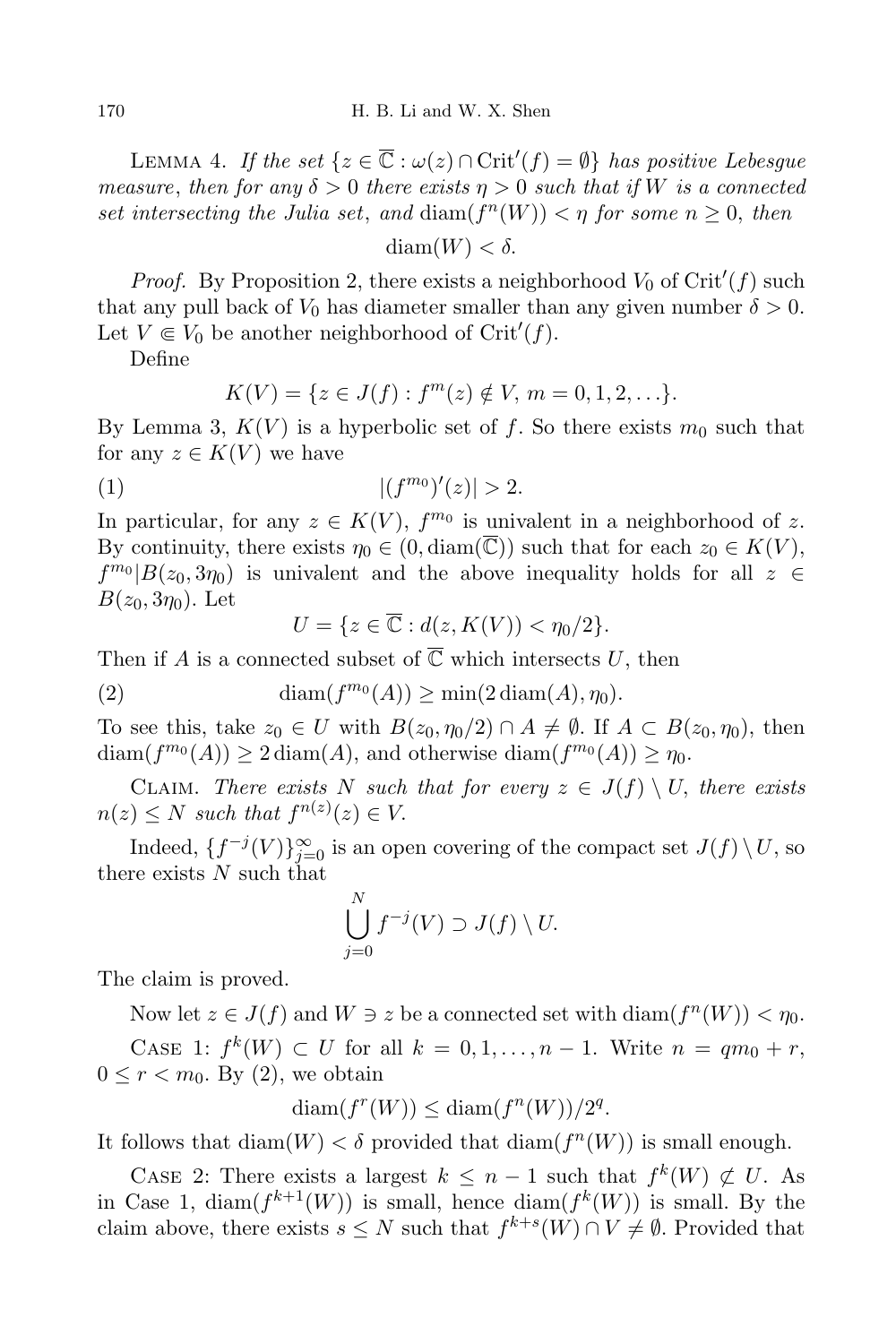Lemma 4. *If the set* $\{z \in \overline{\mathbb{C}} : \omega(z) \cap \mathrm{Crit}'(f) = \emptyset\}$ *has positive Lebesgue measure, then for any* $\delta > 0$ *there exists* $\eta > 0$ *such that if* $W$ *is a connected set intersecting the Julia set, and* $\mathrm{diam}(f^n(W)) < \eta$ *for some* $n \geq 0$, *then*

$$\mathrm{diam}(W) < \delta.$$

*Proof.* By Proposition 2, there exists a neighborhood $V_0$ of $\mathrm{Crit}'(f)$ such that any pull back of $V_0$ has diameter smaller than any given number $\delta > 0$. Let $V \Subset V_0$ be another neighborhood of $\mathrm{Crit}'(f)$.

Define

$$K(V) = \{z \in J(f) : f^m(z) \notin V,\ m = 0, 1, 2, \ldots\}.$$

By Lemma 3, $K(V)$ is a hyperbolic set of $f$. So there exists $m_0$ such that for any $z \in K(V)$ we have

$$|(f^{m_0})'(z)| > 2. \tag{1}$$

In particular, for any $z \in K(V)$, $f^{m_0}$ is univalent in a neighborhood of $z$. By continuity, there exists $\eta_0 \in (0, \mathrm{diam}(\overline{\mathbb{C}}))$ such that for each $z_0 \in K(V)$, $f^{m_0}|B(z_0, 3\eta_0)$ is univalent and the above inequality holds for all $z \in B(z_0, 3\eta_0)$. Let

$$U = \{z \in \overline{\mathbb{C}} : d(z, K(V)) < \eta_0/2\}.$$

Then if $A$ is a connected subset of $\overline{\mathbb{C}}$ which intersects $U$, then

$$\mathrm{diam}(f^{m_0}(A)) \geq \min(2\,\mathrm{diam}(A), \eta_0). \tag{2}$$

To see this, take $z_0 \in U$ with $B(z_0, \eta_0/2) \cap A \neq \emptyset$. If $A \subset B(z_0, \eta_0)$, then $\mathrm{diam}(f^{m_0}(A)) \geq 2\,\mathrm{diam}(A)$, and otherwise $\mathrm{diam}(f^{m_0}(A)) \geq \eta_0$.

Claim. *There exists* $N$ *such that for every* $z \in J(f) \setminus U$, *there exists* $n(z) \leq N$ *such that* $f^{n(z)}(z) \in V$.

Indeed, $\{f^{-j}(V)\}_{j=0}^{\infty}$ is an open covering of the compact set $J(f) \setminus U$, so there exists $N$ such that

$$\bigcup_{j=0}^{N} f^{-j}(V) \supset J(f) \setminus U.$$

The claim is proved.

Now let $z \in J(f)$ and $W \ni z$ be a connected set with $\mathrm{diam}(f^n(W)) < \eta_0$.

Case 1: $f^k(W) \subset U$ for all $k = 0, 1, \ldots, n-1$. Write $n = qm_0 + r$, $0 \leq r < m_0$. By (2), we obtain

$$\mathrm{diam}(f^r(W)) \leq \mathrm{diam}(f^n(W))/2^q.$$

It follows that $\mathrm{diam}(W) < \delta$ provided that $\mathrm{diam}(f^n(W))$ is small enough.

Case 2: There exists a largest $k \leq n-1$ such that $f^k(W) \not\subset U$. As in Case 1, $\mathrm{diam}(f^{k+1}(W))$ is small, hence $\mathrm{diam}(f^k(W))$ is small. By the claim above, there exists $s \leq N$ such that $f^{k+s}(W) \cap V \neq \emptyset$. Provided that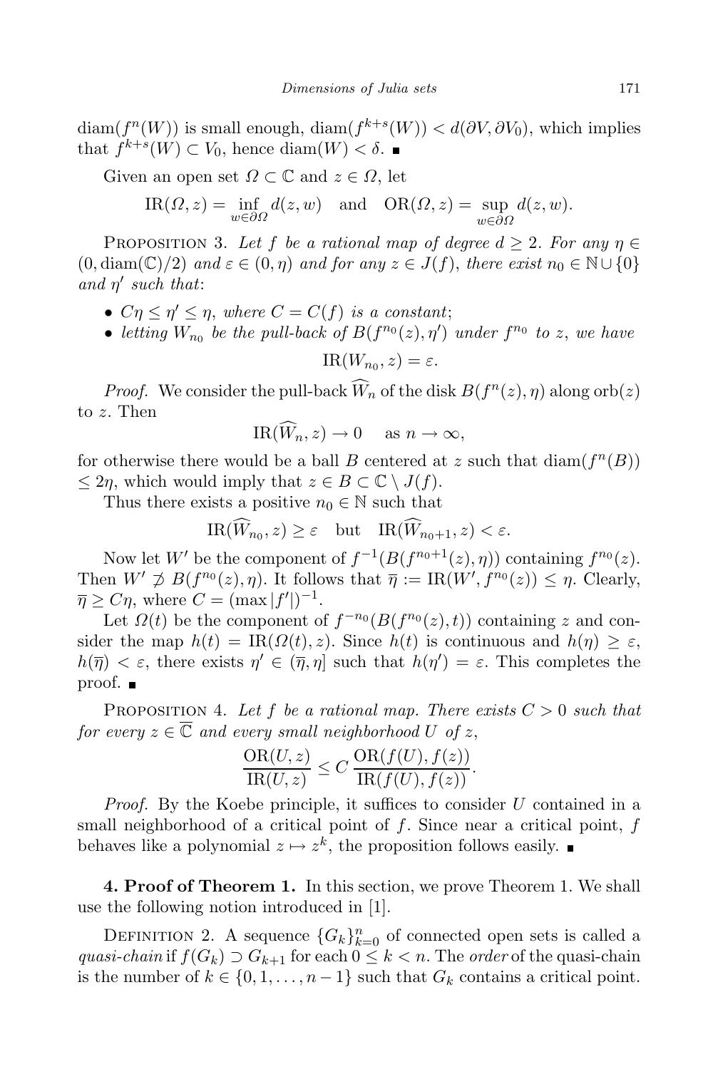$\operatorname{diam}(f^n(W))$ is small enough, $\operatorname{diam}(f^{k+s}(W)) < d(\partial V, \partial V_0)$, which implies that $f^{k+s}(W) \subset V_0$, hence $\operatorname{diam}(W) < \delta$. ■

Given an open set $\Omega \subset \mathbb{C}$ and $z \in \Omega$, let

$$\mathrm{IR}(\Omega, z) = \inf_{w \in \partial\Omega} d(z, w) \quad \text{and} \quad \mathrm{OR}(\Omega, z) = \sup_{w \in \partial\Omega} d(z, w).$$

Proposition 3. *Let $f$ be a rational map of degree $d \geq 2$. For any $\eta \in (0, \operatorname{diam}(\mathbb{C})/2)$ and $\varepsilon \in (0, \eta)$ and for any $z \in J(f)$, there exist $n_0 \in \mathbb{N} \cup \{0\}$ and $\eta'$ such that*:

- *$C\eta \leq \eta' \leq \eta$, where $C = C(f)$ is a constant*;
- *letting $W_{n_0}$ be the pull-back of $B(f^{n_0}(z), \eta')$ under $f^{n_0}$ to $z$, we have*
$$\mathrm{IR}(W_{n_0}, z) = \varepsilon.$$

*Proof.* We consider the pull-back $\widehat{W}_n$ of the disk $B(f^n(z), \eta)$ along $\mathrm{orb}(z)$ to $z$. Then

$$\mathrm{IR}(\widehat{W}_n, z) \to 0 \quad \text{as } n \to \infty,$$

for otherwise there would be a ball $B$ centered at $z$ such that $\operatorname{diam}(f^n(B)) \leq 2\eta$, which would imply that $z \in B \subset \mathbb{C} \setminus J(f)$.

Thus there exists a positive $n_0 \in \mathbb{N}$ such that

$$\mathrm{IR}(\widehat{W}_{n_0}, z) \geq \varepsilon \quad \text{but} \quad \mathrm{IR}(\widehat{W}_{n_0+1}, z) < \varepsilon.$$

Now let $W'$ be the component of $f^{-1}(B(f^{n_0+1}(z), \eta))$ containing $f^{n_0}(z)$. Then $W' \not\supset B(f^{n_0}(z), \eta)$. It follows that $\overline{\eta} := \mathrm{IR}(W', f^{n_0}(z)) \leq \eta$. Clearly, $\overline{\eta} \geq C\eta$, where $C = (\max|f'|)^{-1}$.

Let $\Omega(t)$ be the component of $f^{-n_0}(B(f^{n_0}(z), t))$ containing $z$ and consider the map $h(t) = \mathrm{IR}(\Omega(t), z)$. Since $h(t)$ is continuous and $h(\eta) \geq \varepsilon$, $h(\overline{\eta}) < \varepsilon$, there exists $\eta' \in (\overline{\eta}, \eta]$ such that $h(\eta') = \varepsilon$. This completes the proof. ■

Proposition 4. *Let $f$ be a rational map. There exists $C > 0$ such that for every $z \in \overline{\mathbb{C}}$ and every small neighborhood $U$ of $z$,*

$$\frac{\mathrm{OR}(U, z)}{\mathrm{IR}(U, z)} \leq C \, \frac{\mathrm{OR}(f(U), f(z))}{\mathrm{IR}(f(U), f(z))}.$$

*Proof.* By the Koebe principle, it suffices to consider $U$ contained in a small neighborhood of a critical point of $f$. Since near a critical point, $f$ behaves like a polynomial $z \mapsto z^k$, the proposition follows easily. ■

**4. Proof of Theorem 1.** In this section, we prove Theorem 1. We shall use the following notion introduced in [1].

Definition 2. A sequence $\{G_k\}_{k=0}^n$ of connected open sets is called a *quasi-chain* if $f(G_k) \supset G_{k+1}$ for each $0 \leq k < n$. The *order* of the quasi-chain is the number of $k \in \{0, 1, \ldots, n-1\}$ such that $G_k$ contains a critical point.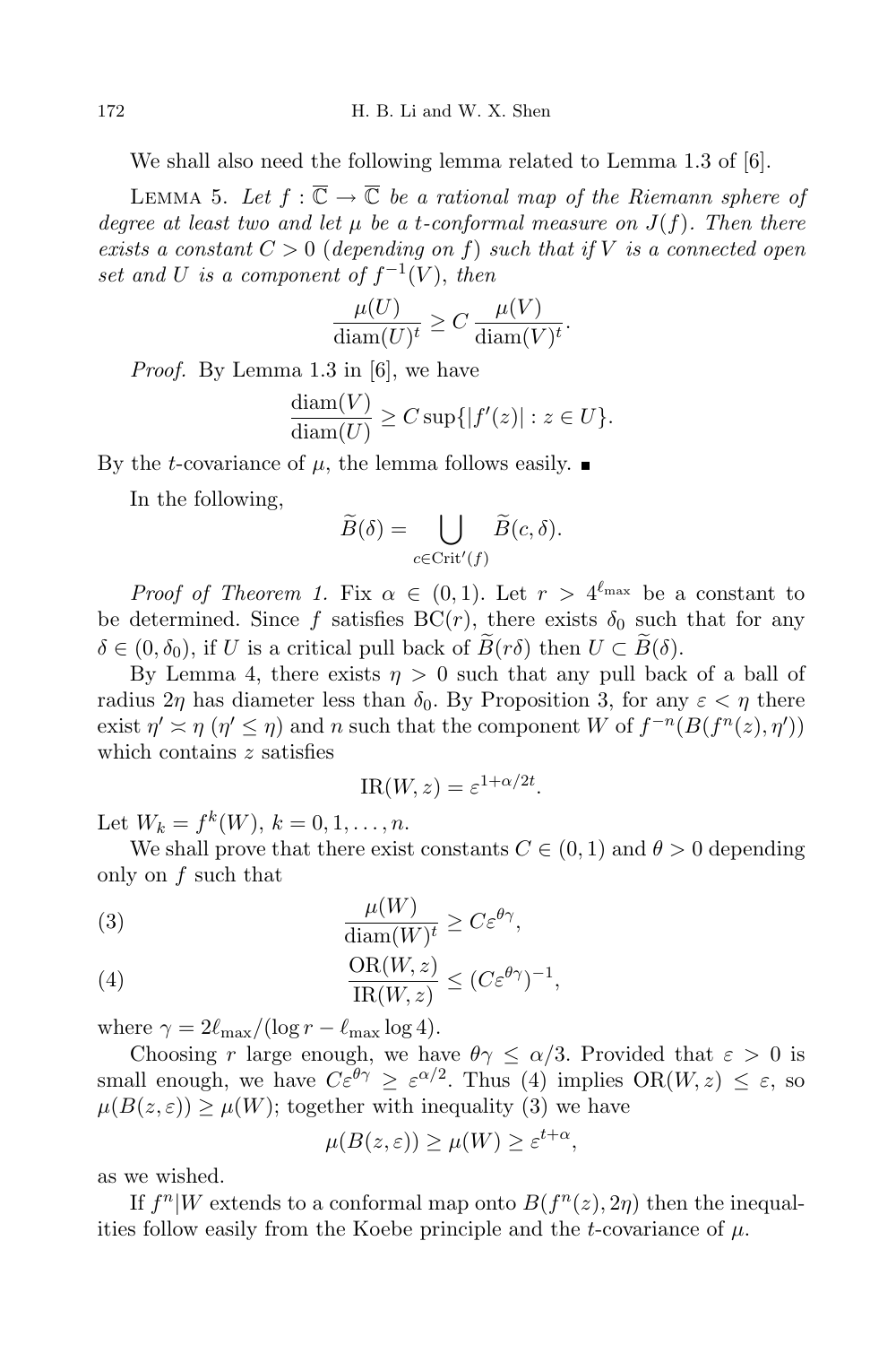We shall also need the following lemma related to Lemma 1.3 of [6].

Lemma 5. *Let $f : \overline{\mathbb{C}} \to \overline{\mathbb{C}}$ be a rational map of the Riemann sphere of degree at least two and let $\mu$ be a $t$-conformal measure on $J(f)$. Then there exists a constant $C > 0$ (depending on $f$) such that if $V$ is a connected open set and $U$ is a component of $f^{-1}(V)$, then*

$$\frac{\mu(U)}{\operatorname{diam}(U)^t} \geq C \frac{\mu(V)}{\operatorname{diam}(V)^t}.$$

*Proof.* By Lemma 1.3 in [6], we have

$$\frac{\operatorname{diam}(V)}{\operatorname{diam}(U)} \geq C \sup\{|f'(z)| : z \in U\}.$$

By the $t$-covariance of $\mu$, the lemma follows easily. ∎

In the following,

$$\widetilde{B}(\delta) = \bigcup_{c \in \operatorname{Crit}'(f)} \widetilde{B}(c, \delta).$$

*Proof of Theorem 1.* Fix $\alpha \in (0,1)$. Let $r > 4^{\ell_{\max}}$ be a constant to be determined. Since $f$ satisfies $\mathrm{BC}(r)$, there exists $\delta_0$ such that for any $\delta \in (0, \delta_0)$, if $U$ is a critical pull back of $\widetilde{B}(r\delta)$ then $U \subset \widetilde{B}(\delta)$.

By Lemma 4, there exists $\eta > 0$ such that any pull back of a ball of radius $2\eta$ has diameter less than $\delta_0$. By Proposition 3, for any $\varepsilon < \eta$ there exist $\eta' \asymp \eta$ ($\eta' \leq \eta$) and $n$ such that the component $W$ of $f^{-n}(B(f^n(z), \eta'))$ which contains $z$ satisfies

$$\operatorname{IR}(W, z) = \varepsilon^{1+\alpha/2t}.$$

Let $W_k = f^k(W)$, $k = 0, 1, \ldots, n$.

We shall prove that there exist constants $C \in (0,1)$ and $\theta > 0$ depending only on $f$ such that

$$\frac{\mu(W)}{\operatorname{diam}(W)^t} \geq C\varepsilon^{\theta\gamma}, \tag{3}$$

$$\frac{\operatorname{OR}(W, z)}{\operatorname{IR}(W, z)} \leq (C\varepsilon^{\theta\gamma})^{-1}, \tag{4}$$

where $\gamma = 2\ell_{\max}/(\log r - \ell_{\max} \log 4)$.

Choosing $r$ large enough, we have $\theta\gamma \leq \alpha/3$. Provided that $\varepsilon > 0$ is small enough, we have $C\varepsilon^{\theta\gamma} \geq \varepsilon^{\alpha/2}$. Thus (4) implies $\operatorname{OR}(W, z) \leq \varepsilon$, so $\mu(B(z, \varepsilon)) \geq \mu(W)$; together with inequality (3) we have

$$\mu(B(z, \varepsilon)) \geq \mu(W) \geq \varepsilon^{t+\alpha},$$

as we wished.

If $f^n|W$ extends to a conformal map onto $B(f^n(z), 2\eta)$ then the inequalities follow easily from the Koebe principle and the $t$-covariance of $\mu$.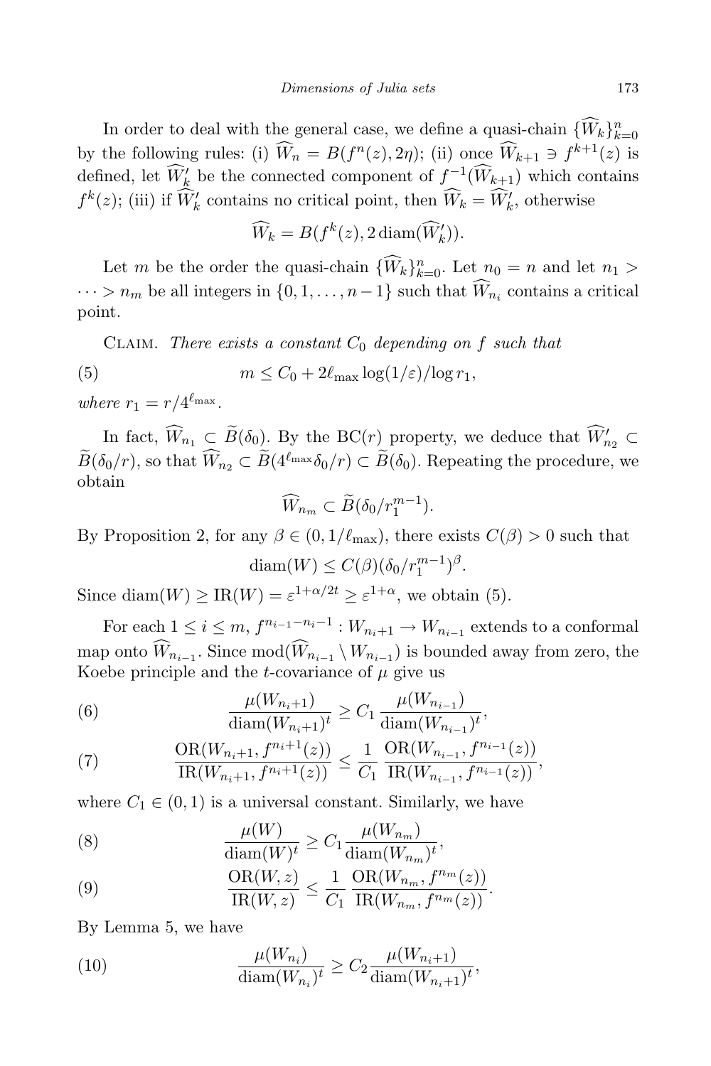In order to deal with the general case, we define a quasi-chain $\{\widehat{W}_k\}_{k=0}^n$ by the following rules: (i) $\widehat{W}_n = B(f^n(z), 2\eta)$; (ii) once $\widehat{W}_{k+1} \ni f^{k+1}(z)$ is defined, let $\widehat{W}_k'$ be the connected component of $f^{-1}(\widehat{W}_{k+1})$ which contains $f^k(z)$; (iii) if $\widehat{W}_k'$ contains no critical point, then $\widehat{W}_k = \widehat{W}_k'$, otherwise

$$\widehat{W}_k = B(f^k(z), 2\,\mathrm{diam}(\widehat{W}_k')).$$

Let $m$ be the order the quasi-chain $\{\widehat{W}_k\}_{k=0}^n$. Let $n_0 = n$ and let $n_1 > \cdots > n_m$ be all integers in $\{0, 1, \ldots, n-1\}$ such that $\widehat{W}_{n_i}$ contains a critical point.

Claim. *There exists a constant $C_0$ depending on $f$ such that*

$$m \le C_0 + 2\ell_{\max} \log(1/\varepsilon)/\log r_1, \tag{5}$$

*where $r_1 = r/4^{\ell_{\max}}$.*

In fact, $\widehat{W}_{n_1} \subset \widetilde{B}(\delta_0)$. By the BC($r$) property, we deduce that $\widehat{W}_{n_2}' \subset \widetilde{B}(\delta_0/r)$, so that $\widehat{W}_{n_2} \subset \widetilde{B}(4^{\ell_{\max}}\delta_0/r) \subset \widetilde{B}(\delta_0)$. Repeating the procedure, we obtain

$$\widehat{W}_{n_m} \subset \widetilde{B}(\delta_0/r_1^{m-1}).$$

By Proposition 2, for any $\beta \in (0, 1/\ell_{\max})$, there exists $C(\beta) > 0$ such that

$$\mathrm{diam}(W) \le C(\beta)(\delta_0/r_1^{m-1})^{\beta}.$$

Since $\mathrm{diam}(W) \ge \mathrm{IR}(W) = \varepsilon^{1+\alpha/2t} \ge \varepsilon^{1+\alpha}$, we obtain (5).

For each $1 \le i \le m$, $f^{n_{i-1}-n_i-1} : W_{n_i+1} \to W_{n_{i-1}}$ extends to a conformal map onto $\widehat{W}_{n_{i-1}}$. Since $\mathrm{mod}(\widehat{W}_{n_{i-1}} \setminus W_{n_{i-1}})$ is bounded away from zero, the Koebe principle and the $t$-covariance of $\mu$ give us

$$\frac{\mu(W_{n_i+1})}{\mathrm{diam}(W_{n_i+1})^t} \ge C_1 \frac{\mu(W_{n_{i-1}})}{\mathrm{diam}(W_{n_{i-1}})^t}, \tag{6}$$

$$\frac{\mathrm{OR}(W_{n_i+1}, f^{n_i+1}(z))}{\mathrm{IR}(W_{n_i+1}, f^{n_i+1}(z))} \le \frac{1}{C_1} \frac{\mathrm{OR}(W_{n_{i-1}}, f^{n_{i-1}}(z))}{\mathrm{IR}(W_{n_{i-1}}, f^{n_{i-1}}(z))}, \tag{7}$$

where $C_1 \in (0, 1)$ is a universal constant. Similarly, we have

$$\frac{\mu(W)}{\mathrm{diam}(W)^t} \ge C_1 \frac{\mu(W_{n_m})}{\mathrm{diam}(W_{n_m})^t}, \tag{8}$$

$$\frac{\mathrm{OR}(W, z)}{\mathrm{IR}(W, z)} \le \frac{1}{C_1} \frac{\mathrm{OR}(W_{n_m}, f^{n_m}(z))}{\mathrm{IR}(W_{n_m}, f^{n_m}(z))}. \tag{9}$$

By Lemma 5, we have

$$\frac{\mu(W_{n_i})}{\mathrm{diam}(W_{n_i})^t} \ge C_2 \frac{\mu(W_{n_i+1})}{\mathrm{diam}(W_{n_i+1})^t}, \tag{10}$$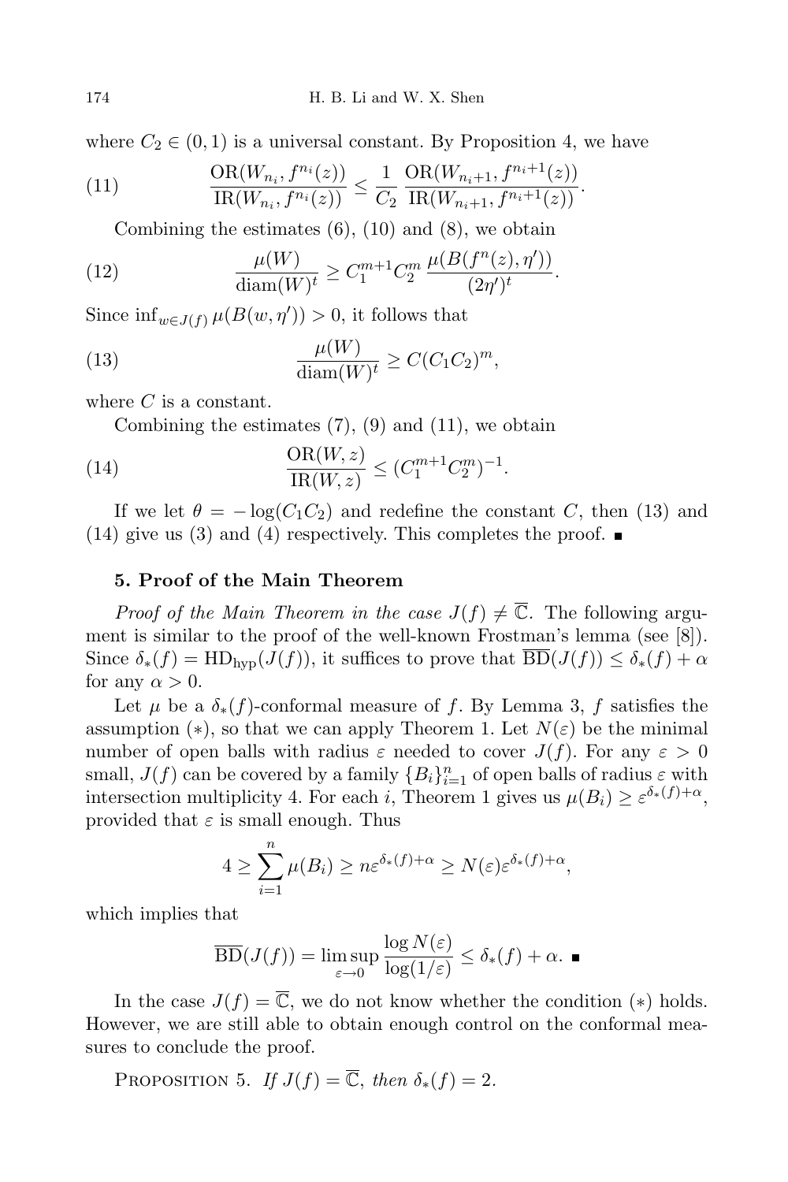where $C_2 \in (0,1)$ is a universal constant. By Proposition 4, we have

$$\frac{\mathrm{OR}(W_{n_i}, f^{n_i}(z))}{\mathrm{IR}(W_{n_i}, f^{n_i}(z))} \le \frac{1}{C_2} \frac{\mathrm{OR}(W_{n_i+1}, f^{n_i+1}(z))}{\mathrm{IR}(W_{n_i+1}, f^{n_i+1}(z))}. \tag{11}$$

Combining the estimates (6), (10) and (8), we obtain

$$\frac{\mu(W)}{\mathrm{diam}(W)^t} \ge C_1^{m+1} C_2^m \frac{\mu(B(f^n(z), \eta'))}{(2\eta')^t}. \tag{12}$$

Since $\inf_{w \in J(f)} \mu(B(w, \eta')) > 0$, it follows that

$$\frac{\mu(W)}{\mathrm{diam}(W)^t} \ge C(C_1 C_2)^m, \tag{13}$$

where $C$ is a constant.

Combining the estimates (7), (9) and (11), we obtain

$$\frac{\mathrm{OR}(W, z)}{\mathrm{IR}(W, z)} \le (C_1^{m+1} C_2^m)^{-1}. \tag{14}$$

If we let $\theta = -\log(C_1 C_2)$ and redefine the constant $C$, then (13) and (14) give us (3) and (4) respectively. This completes the proof. ∎

## 5. Proof of the Main Theorem

*Proof of the Main Theorem in the case $J(f) \ne \overline{\mathbb{C}}$.* The following argument is similar to the proof of the well-known Frostman's lemma (see [8]). Since $\delta_*(f) = \mathrm{HD}_{\mathrm{hyp}}(J(f))$, it suffices to prove that $\overline{\mathrm{BD}}(J(f)) \le \delta_*(f) + \alpha$ for any $\alpha > 0$.

Let $\mu$ be a $\delta_*(f)$-conformal measure of $f$. By Lemma 3, $f$ satisfies the assumption $(*)$, so that we can apply Theorem 1. Let $N(\varepsilon)$ be the minimal number of open balls with radius $\varepsilon$ needed to cover $J(f)$. For any $\varepsilon > 0$ small, $J(f)$ can be covered by a family $\{B_i\}_{i=1}^n$ of open balls of radius $\varepsilon$ with intersection multiplicity 4. For each $i$, Theorem 1 gives us $\mu(B_i) \ge \varepsilon^{\delta_*(f)+\alpha}$, provided that $\varepsilon$ is small enough. Thus

$$4 \ge \sum_{i=1}^n \mu(B_i) \ge n\varepsilon^{\delta_*(f)+\alpha} \ge N(\varepsilon)\varepsilon^{\delta_*(f)+\alpha},$$

which implies that

$$\overline{\mathrm{BD}}(J(f)) = \limsup_{\varepsilon \to 0} \frac{\log N(\varepsilon)}{\log(1/\varepsilon)} \le \delta_*(f) + \alpha. \; ∎$$

In the case $J(f) = \overline{\mathbb{C}}$, we do not know whether the condition $(*)$ holds. However, we are still able to obtain enough control on the conformal measures to conclude the proof.

Proposition 5. *If $J(f) = \overline{\mathbb{C}}$, then $\delta_*(f) = 2$.*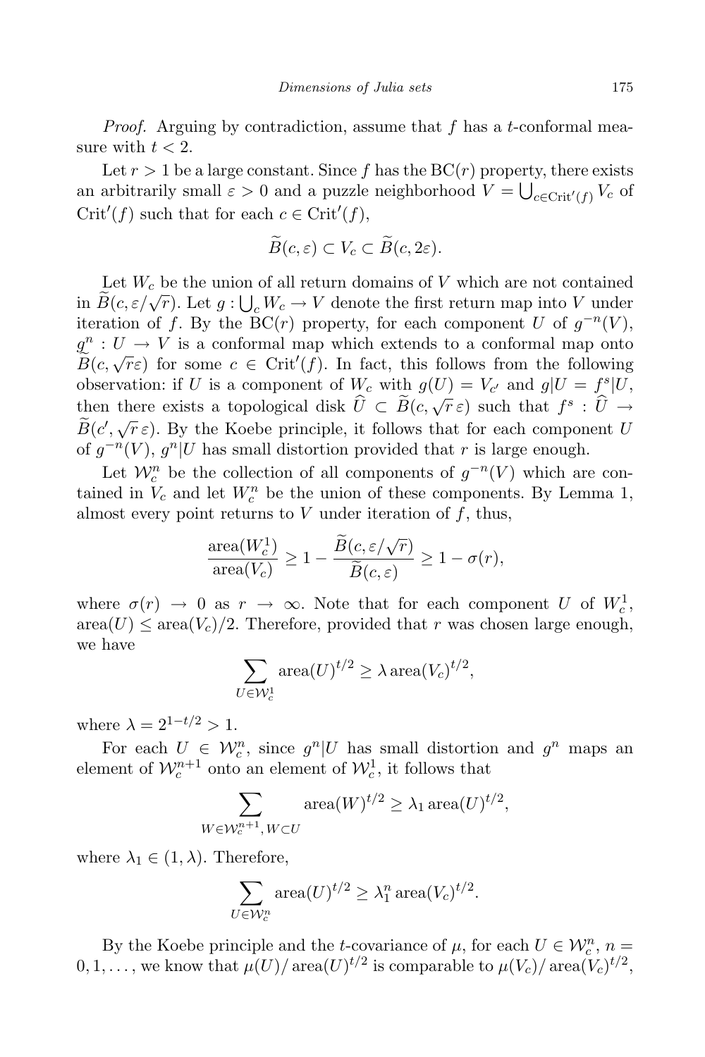*Proof.* Arguing by contradiction, assume that $f$ has a $t$-conformal measure with $t < 2$.

Let $r > 1$ be a large constant. Since $f$ has the BC($r$) property, there exists an arbitrarily small $\varepsilon > 0$ and a puzzle neighborhood $V = \bigcup_{c \in \mathrm{Crit}'(f)} V_c$ of $\mathrm{Crit}'(f)$ such that for each $c \in \mathrm{Crit}'(f)$,

$$\widetilde{B}(c, \varepsilon) \subset V_c \subset \widetilde{B}(c, 2\varepsilon).$$

Let $W_c$ be the union of all return domains of $V$ which are not contained in $\widetilde{B}(c, \varepsilon/\sqrt{r})$. Let $g : \bigcup_c W_c \to V$ denote the first return map into $V$ under iteration of $f$. By the BC($r$) property, for each component $U$ of $g^{-n}(V)$, $g^n : U \to V$ is a conformal map which extends to a conformal map onto $\widetilde{B}(c, \sqrt{r}\varepsilon)$ for some $c \in \mathrm{Crit}'(f)$. In fact, this follows from the following observation: if $U$ is a component of $W_c$ with $g(U) = V_{c'}$ and $g|U = f^s|U$, then there exists a topological disk $\widehat{U} \subset \widetilde{B}(c, \sqrt{r}\,\varepsilon)$ such that $f^s : \widehat{U} \to \widetilde{B}(c', \sqrt{r}\,\varepsilon)$. By the Koebe principle, it follows that for each component $U$ of $g^{-n}(V)$, $g^n|U$ has small distortion provided that $r$ is large enough.

Let $\mathcal{W}_c^n$ be the collection of all components of $g^{-n}(V)$ which are contained in $V_c$ and let $W_c^n$ be the union of these components. By Lemma 1, almost every point returns to $V$ under iteration of $f$, thus,

$$\frac{\mathrm{area}(W_c^1)}{\mathrm{area}(V_c)} \geq 1 - \frac{\widetilde{B}(c, \varepsilon/\sqrt{r})}{\widetilde{B}(c, \varepsilon)} \geq 1 - \sigma(r),$$

where $\sigma(r) \to 0$ as $r \to \infty$. Note that for each component $U$ of $W_c^1$, $\mathrm{area}(U) \leq \mathrm{area}(V_c)/2$. Therefore, provided that $r$ was chosen large enough, we have

$$\sum_{U \in \mathcal{W}_c^1} \mathrm{area}(U)^{t/2} \geq \lambda \, \mathrm{area}(V_c)^{t/2},$$

where $\lambda = 2^{1-t/2} > 1$.

For each $U \in \mathcal{W}_c^n$, since $g^n|U$ has small distortion and $g^n$ maps an element of $\mathcal{W}_c^{n+1}$ onto an element of $\mathcal{W}_c^1$, it follows that

$$\sum_{W \in \mathcal{W}_c^{n+1},\, W \subset U} \mathrm{area}(W)^{t/2} \geq \lambda_1 \, \mathrm{area}(U)^{t/2},$$

where $\lambda_1 \in (1, \lambda)$. Therefore,

$$\sum_{U \in \mathcal{W}_c^n} \mathrm{area}(U)^{t/2} \geq \lambda_1^n \, \mathrm{area}(V_c)^{t/2}.$$

By the Koebe principle and the $t$-covariance of $\mu$, for each $U \in \mathcal{W}_c^n$, $n = 0, 1, \ldots$, we know that $\mu(U)/\mathrm{area}(U)^{t/2}$ is comparable to $\mu(V_c)/\mathrm{area}(V_c)^{t/2}$,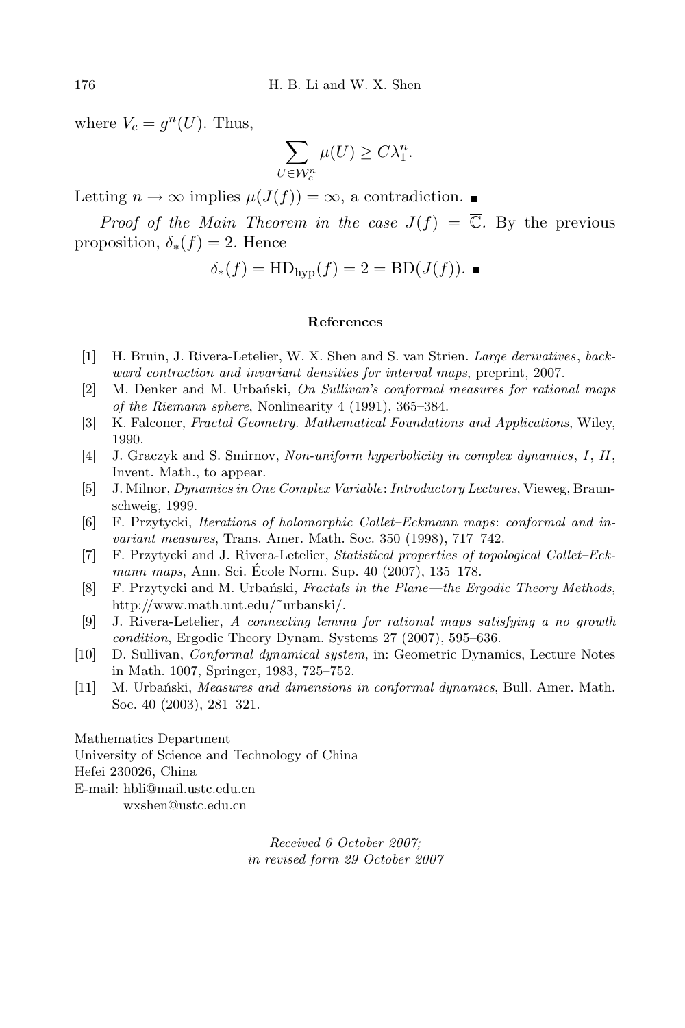where $V_c = g^n(U)$. Thus,

$$\sum_{U \in \mathcal{W}_c^n} \mu(U) \geq C\lambda_1^n.$$

Letting $n \to \infty$ implies $\mu(J(f)) = \infty$, a contradiction. ∎

*Proof of the Main Theorem in the case* $J(f) = \overline{\mathbb{C}}$. By the previous proposition, $\delta_*(f) = 2$. Hence

$$\delta_*(f) = \mathrm{HD}_{\mathrm{hyp}}(f) = 2 = \overline{\mathrm{BD}}(J(f)). \ \blacksquare$$

## References

[1] H. Bruin, J. Rivera-Letelier, W. X. Shen and S. van Strien. *Large derivatives, backward contraction and invariant densities for interval maps*, preprint, 2007.

[2] M. Denker and M. Urbański, *On Sullivan's conformal measures for rational maps of the Riemann sphere*, Nonlinearity 4 (1991), 365–384.

[3] K. Falconer, *Fractal Geometry. Mathematical Foundations and Applications*, Wiley, 1990.

[4] J. Graczyk and S. Smirnov, *Non-uniform hyperbolicity in complex dynamics, I, II*, Invent. Math., to appear.

[5] J. Milnor, *Dynamics in One Complex Variable: Introductory Lectures*, Vieweg, Braunschweig, 1999.

[6] F. Przytycki, *Iterations of holomorphic Collet–Eckmann maps: conformal and invariant measures*, Trans. Amer. Math. Soc. 350 (1998), 717–742.

[7] F. Przytycki and J. Rivera-Letelier, *Statistical properties of topological Collet–Eckmann maps*, Ann. Sci. École Norm. Sup. 40 (2007), 135–178.

[8] F. Przytycki and M. Urbański, *Fractals in the Plane—the Ergodic Theory Methods*, http://www.math.unt.edu/~urbanski/.

[9] J. Rivera-Letelier, *A connecting lemma for rational maps satisfying a no growth condition*, Ergodic Theory Dynam. Systems 27 (2007), 595–636.

[10] D. Sullivan, *Conformal dynamical system*, in: Geometric Dynamics, Lecture Notes in Math. 1007, Springer, 1983, 725–752.

[11] M. Urbański, *Measures and dimensions in conformal dynamics*, Bull. Amer. Math. Soc. 40 (2003), 281–321.

Mathematics Department
University of Science and Technology of China
Hefei 230026, China
E-mail: hbli@mail.ustc.edu.cn
wxshen@ustc.edu.cn

*Received 6 October 2007;*
*in revised form 29 October 2007*